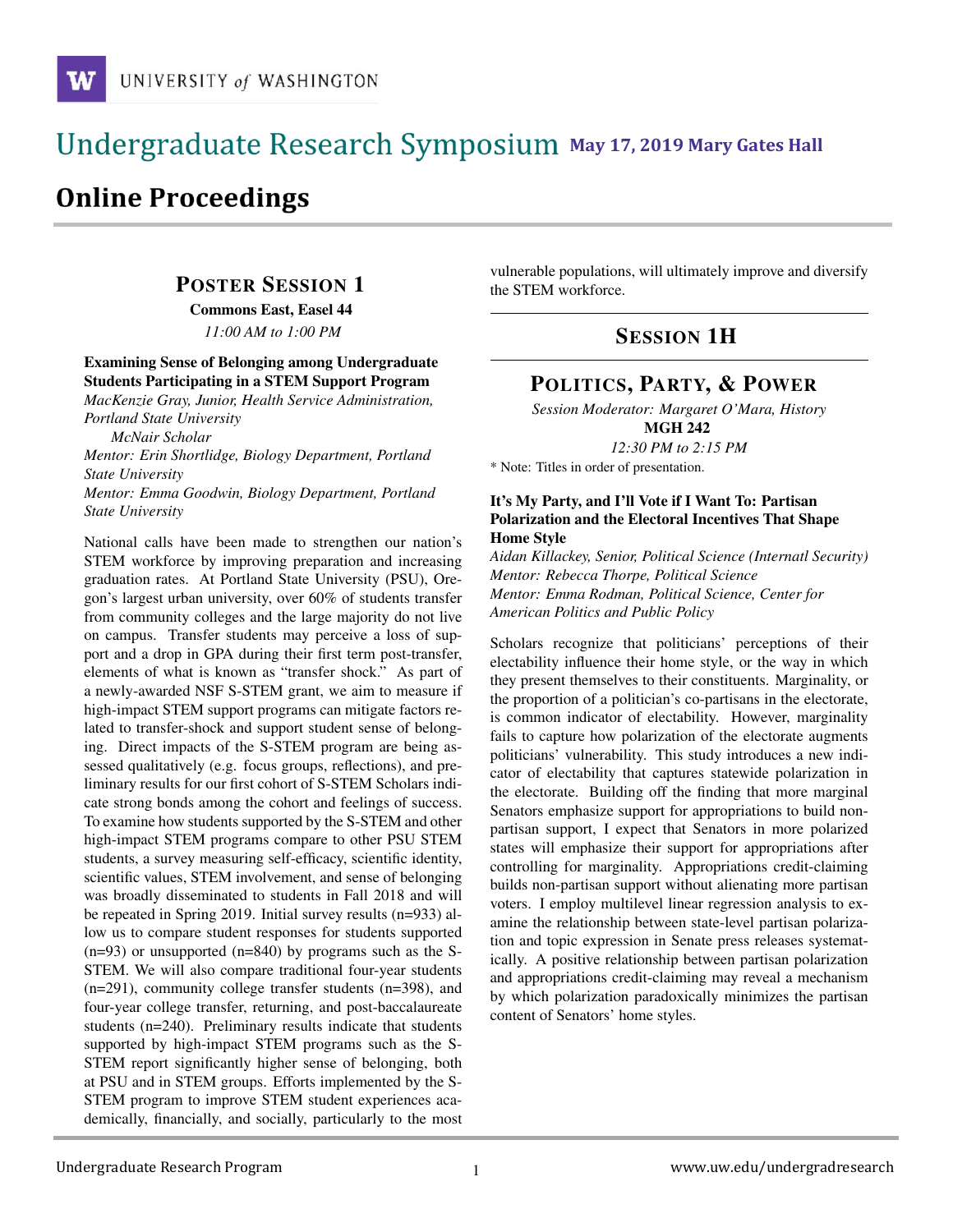# Undergraduate Research Symposium

**May 17, 2019 Mary Gates Hall**

## Online Proceedings

## Poster Session 1

**Commons East, Easel 44**

*11:00 AM to 1:00 PM*

**Examining Sense of Belonging among Undergraduate Students Participating in a STEM Support Program**

*MacKenzie Gray, Junior, Health Service Administration, Portland State University*

*McNair Scholar*

*Mentor: Erin Shortlidge, Biology Department, Portland State University*

*Mentor: Emma Goodwin, Biology Department, Portland State University*

National calls have been made to strengthen our nation's STEM workforce by improving preparation and increasing graduation rates. At Portland State University (PSU), Oregon's largest urban university, over 60% of students transfer from community colleges and the large majority do not live on campus. Transfer students may perceive a loss of support and a drop in GPA during their first term post-transfer, elements of what is known as "transfer shock." As part of a newly-awarded NSF S-STEM grant, we aim to measure if high-impact STEM support programs can mitigate factors related to transfer-shock and support student sense of belonging. Direct impacts of the S-STEM program are being assessed qualitatively (e.g. focus groups, reflections), and preliminary results for our first cohort of S-STEM Scholars indicate strong bonds among the cohort and feelings of success. To examine how students supported by the S-STEM and other high-impact STEM programs compare to other PSU STEM students, a survey measuring self-efficacy, scientific identity, scientific values, STEM involvement, and sense of belonging was broadly disseminated to students in Fall 2018 and will be repeated in Spring 2019. Initial survey results (n=933) allow us to compare student responses for students supported (n=93) or unsupported (n=840) by programs such as the S-STEM. We will also compare traditional four-year students (n=291), community college transfer students (n=398), and four-year college transfer, returning, and post-baccalaureate students (n=240). Preliminary results indicate that students supported by high-impact STEM programs such as the S-STEM report significantly higher sense of belonging, both at PSU and in STEM groups. Efforts implemented by the S-STEM program to improve STEM student experiences academically, financially, and socially, particularly to the most vulnerable populations, will ultimately improve and diversify the STEM workforce.

## Session 1H

## Politics, Party, & Power

*Session Moderator: Margaret O'Mara, History*

**MGH 242**

*12:30 PM to 2:15 PM*

* Note: Titles in order of presentation.

**It's My Party, and I'll Vote if I Want To: Partisan Polarization and the Electoral Incentives That Shape Home Style**

*Aidan Killackey, Senior, Political Science (Internatl Security)*

*Mentor: Rebecca Thorpe, Political Science*

*Mentor: Emma Rodman, Political Science, Center for American Politics and Public Policy*

Scholars recognize that politicians' perceptions of their electability influence their home style, or the way in which they present themselves to their constituents. Marginality, or the proportion of a politician's co-partisans in the electorate, is common indicator of electability. However, marginality fails to capture how polarization of the electorate augments politicians' vulnerability. This study introduces a new indicator of electability that captures statewide polarization in the electorate. Building off the finding that more marginal Senators emphasize support for appropriations to build non-partisan support, I expect that Senators in more polarized states will emphasize their support for appropriations after controlling for marginality. Appropriations credit-claiming builds non-partisan support without alienating more partisan voters. I employ multilevel linear regression analysis to examine the relationship between state-level partisan polarization and topic expression in Senate press releases systematically. A positive relationship between partisan polarization and appropriations credit-claiming may reveal a mechanism by which polarization paradoxically minimizes the partisan content of Senators' home styles.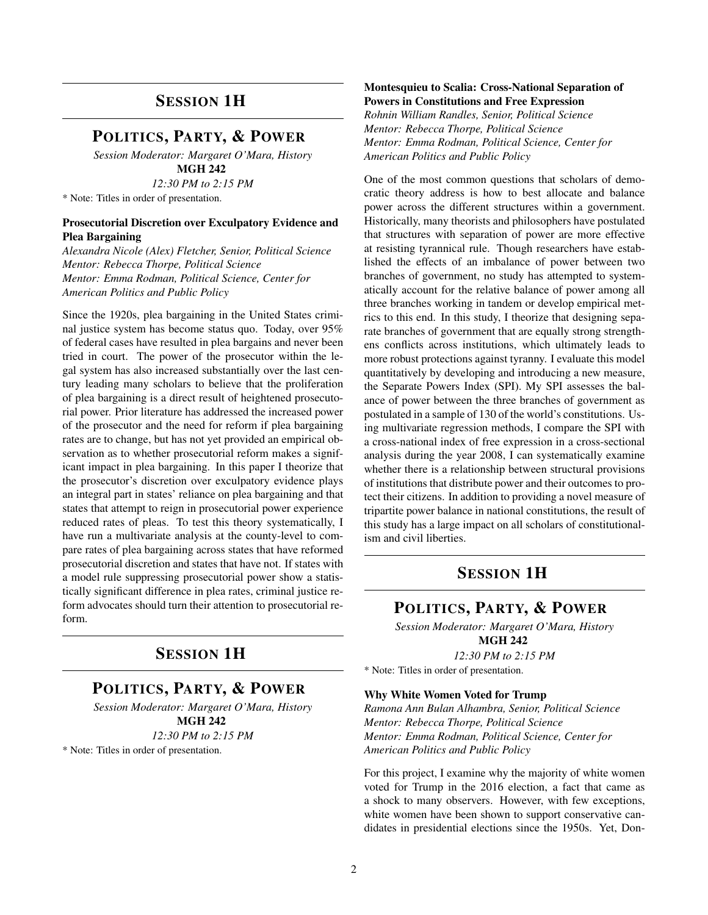## Session 1H

## Politics, Party, & Power

*Session Moderator: Margaret O'Mara, History*
**MGH 242**
*12:30 PM to 2:15 PM*

* Note: Titles in order of presentation.

### Prosecutorial Discretion over Exculpatory Evidence and Plea Bargaining

*Alexandra Nicole (Alex) Fletcher, Senior, Political Science*
*Mentor: Rebecca Thorpe, Political Science*
*Mentor: Emma Rodman, Political Science, Center for American Politics and Public Policy*

Since the 1920s, plea bargaining in the United States criminal justice system has become status quo. Today, over 95% of federal cases have resulted in plea bargains and never been tried in court. The power of the prosecutor within the legal system has also increased substantially over the last century leading many scholars to believe that the proliferation of plea bargaining is a direct result of heightened prosecutorial power. Prior literature has addressed the increased power of the prosecutor and the need for reform if plea bargaining rates are to change, but has not yet provided an empirical observation as to whether prosecutorial reform makes a significant impact in plea bargaining. In this paper I theorize that the prosecutor's discretion over exculpatory evidence plays an integral part in states' reliance on plea bargaining and that states that attempt to reign in prosecutorial power experience reduced rates of pleas. To test this theory systematically, I have run a multivariate analysis at the county-level to compare rates of plea bargaining across states that have reformed prosecutorial discretion and states that have not. If states with a model rule suppressing prosecutorial power show a statistically significant difference in plea rates, criminal justice reform advocates should turn their attention to prosecutorial reform.

## Session 1H

## Politics, Party, & Power

*Session Moderator: Margaret O'Mara, History*
**MGH 242**
*12:30 PM to 2:15 PM*

* Note: Titles in order of presentation.

### Montesquieu to Scalia: Cross-National Separation of Powers in Constitutions and Free Expression

*Rohnin William Randles, Senior, Political Science*
*Mentor: Rebecca Thorpe, Political Science*
*Mentor: Emma Rodman, Political Science, Center for American Politics and Public Policy*

One of the most common questions that scholars of democratic theory address is how to best allocate and balance power across the different structures within a government. Historically, many theorists and philosophers have postulated that structures with separation of power are more effective at resisting tyrannical rule. Though researchers have established the effects of an imbalance of power between two branches of government, no study has attempted to systematically account for the relative balance of power among all three branches working in tandem or develop empirical metrics to this end. In this study, I theorize that designing separate branches of government that are equally strong strengthens conflicts across institutions, which ultimately leads to more robust protections against tyranny. I evaluate this model quantitatively by developing and introducing a new measure, the Separate Powers Index (SPI). My SPI assesses the balance of power between the three branches of government as postulated in a sample of 130 of the world's constitutions. Using multivariate regression methods, I compare the SPI with a cross-national index of free expression in a cross-sectional analysis during the year 2008, I can systematically examine whether there is a relationship between structural provisions of institutions that distribute power and their outcomes to protect their citizens. In addition to providing a novel measure of tripartite power balance in national constitutions, the result of this study has a large impact on all scholars of constitutionalism and civil liberties.

## Session 1H

## Politics, Party, & Power

*Session Moderator: Margaret O'Mara, History*
**MGH 242**
*12:30 PM to 2:15 PM*

* Note: Titles in order of presentation.

### Why White Women Voted for Trump

*Ramona Ann Bulan Alhambra, Senior, Political Science*
*Mentor: Rebecca Thorpe, Political Science*
*Mentor: Emma Rodman, Political Science, Center for American Politics and Public Policy*

For this project, I examine why the majority of white women voted for Trump in the 2016 election, a fact that came as a shock to many observers. However, with few exceptions, white women have been shown to support conservative candidates in presidential elections since the 1950s. Yet, Don-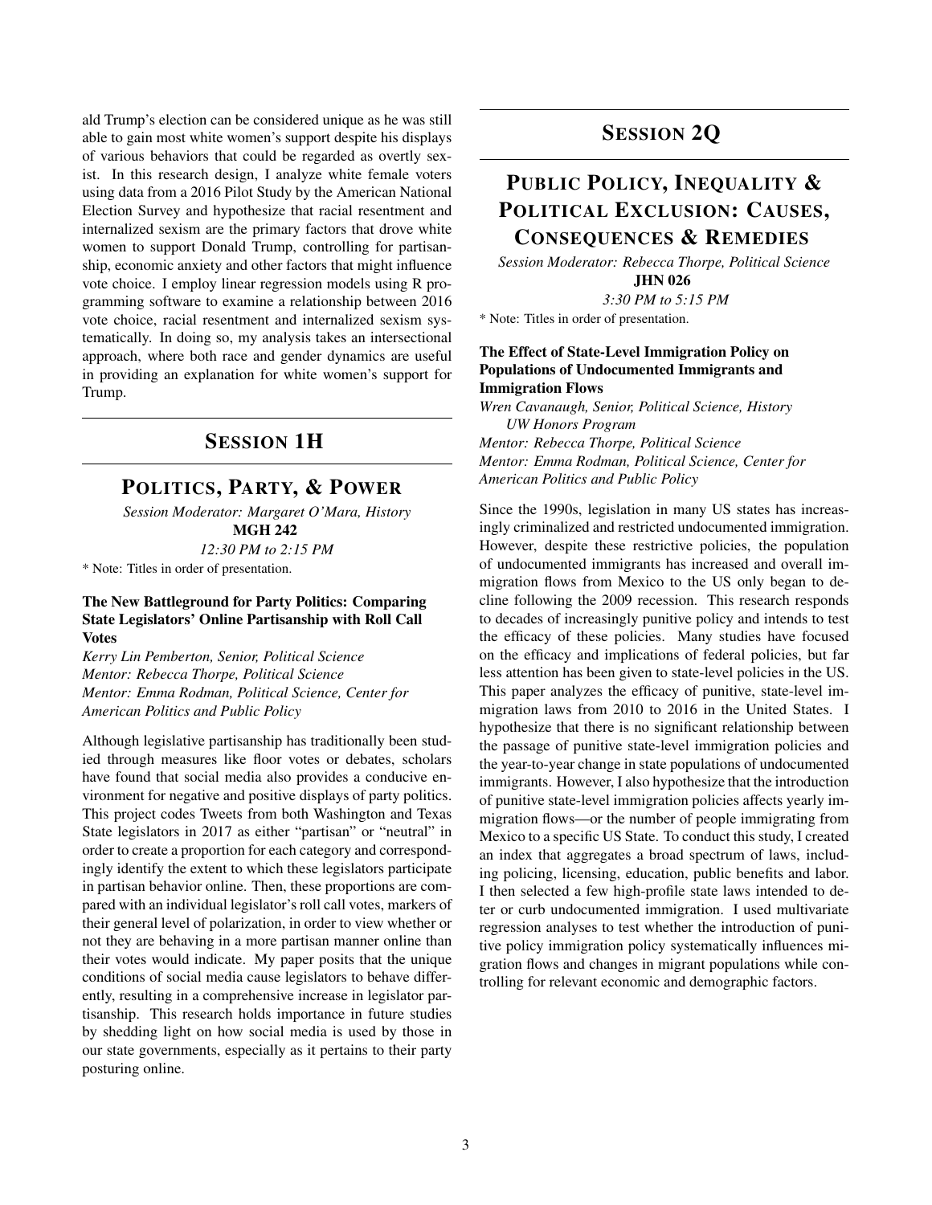ald Trump's election can be considered unique as he was still able to gain most white women's support despite his displays of various behaviors that could be regarded as overtly sexist. In this research design, I analyze white female voters using data from a 2016 Pilot Study by the American National Election Survey and hypothesize that racial resentment and internalized sexism are the primary factors that drove white women to support Donald Trump, controlling for partisanship, economic anxiety and other factors that might influence vote choice. I employ linear regression models using R programming software to examine a relationship between 2016 vote choice, racial resentment and internalized sexism systematically. In doing so, my analysis takes an intersectional approach, where both race and gender dynamics are useful in providing an explanation for white women's support for Trump.

## SESSION 1H

## POLITICS, PARTY, & POWER

*Session Moderator: Margaret O'Mara, History*
**MGH 242**
*12:30 PM to 2:15 PM*

\* Note: Titles in order of presentation.

### The New Battleground for Party Politics: Comparing State Legislators' Online Partisanship with Roll Call Votes

*Kerry Lin Pemberton, Senior, Political Science*
*Mentor: Rebecca Thorpe, Political Science*
*Mentor: Emma Rodman, Political Science, Center for American Politics and Public Policy*

Although legislative partisanship has traditionally been studied through measures like floor votes or debates, scholars have found that social media also provides a conducive environment for negative and positive displays of party politics. This project codes Tweets from both Washington and Texas State legislators in 2017 as either "partisan" or "neutral" in order to create a proportion for each category and correspondingly identify the extent to which these legislators participate in partisan behavior online. Then, these proportions are compared with an individual legislator's roll call votes, markers of their general level of polarization, in order to view whether or not they are behaving in a more partisan manner online than their votes would indicate. My paper posits that the unique conditions of social media cause legislators to behave differently, resulting in a comprehensive increase in legislator partisanship. This research holds importance in future studies by shedding light on how social media is used by those in our state governments, especially as it pertains to their party posturing online.

## SESSION 2Q

## PUBLIC POLICY, INEQUALITY & POLITICAL EXCLUSION: CAUSES, CONSEQUENCES & REMEDIES

*Session Moderator: Rebecca Thorpe, Political Science*
**JHN 026**
*3:30 PM to 5:15 PM*

\* Note: Titles in order of presentation.

### The Effect of State-Level Immigration Policy on Populations of Undocumented Immigrants and Immigration Flows

*Wren Cavanaugh, Senior, Political Science, History*
*UW Honors Program*
*Mentor: Rebecca Thorpe, Political Science*
*Mentor: Emma Rodman, Political Science, Center for American Politics and Public Policy*

Since the 1990s, legislation in many US states has increasingly criminalized and restricted undocumented immigration. However, despite these restrictive policies, the population of undocumented immigrants has increased and overall immigration flows from Mexico to the US only began to decline following the 2009 recession. This research responds to decades of increasingly punitive policy and intends to test the efficacy of these policies. Many studies have focused on the efficacy and implications of federal policies, but far less attention has been given to state-level policies in the US. This paper analyzes the efficacy of punitive, state-level immigration laws from 2010 to 2016 in the United States. I hypothesize that there is no significant relationship between the passage of punitive state-level immigration policies and the year-to-year change in state populations of undocumented immigrants. However, I also hypothesize that the introduction of punitive state-level immigration policies affects yearly immigration flows—or the number of people immigrating from Mexico to a specific US State. To conduct this study, I created an index that aggregates a broad spectrum of laws, including policing, licensing, education, public benefits and labor. I then selected a few high-profile state laws intended to deter or curb undocumented immigration. I used multivariate regression analyses to test whether the introduction of punitive policy immigration policy systematically influences migration flows and changes in migrant populations while controlling for relevant economic and demographic factors.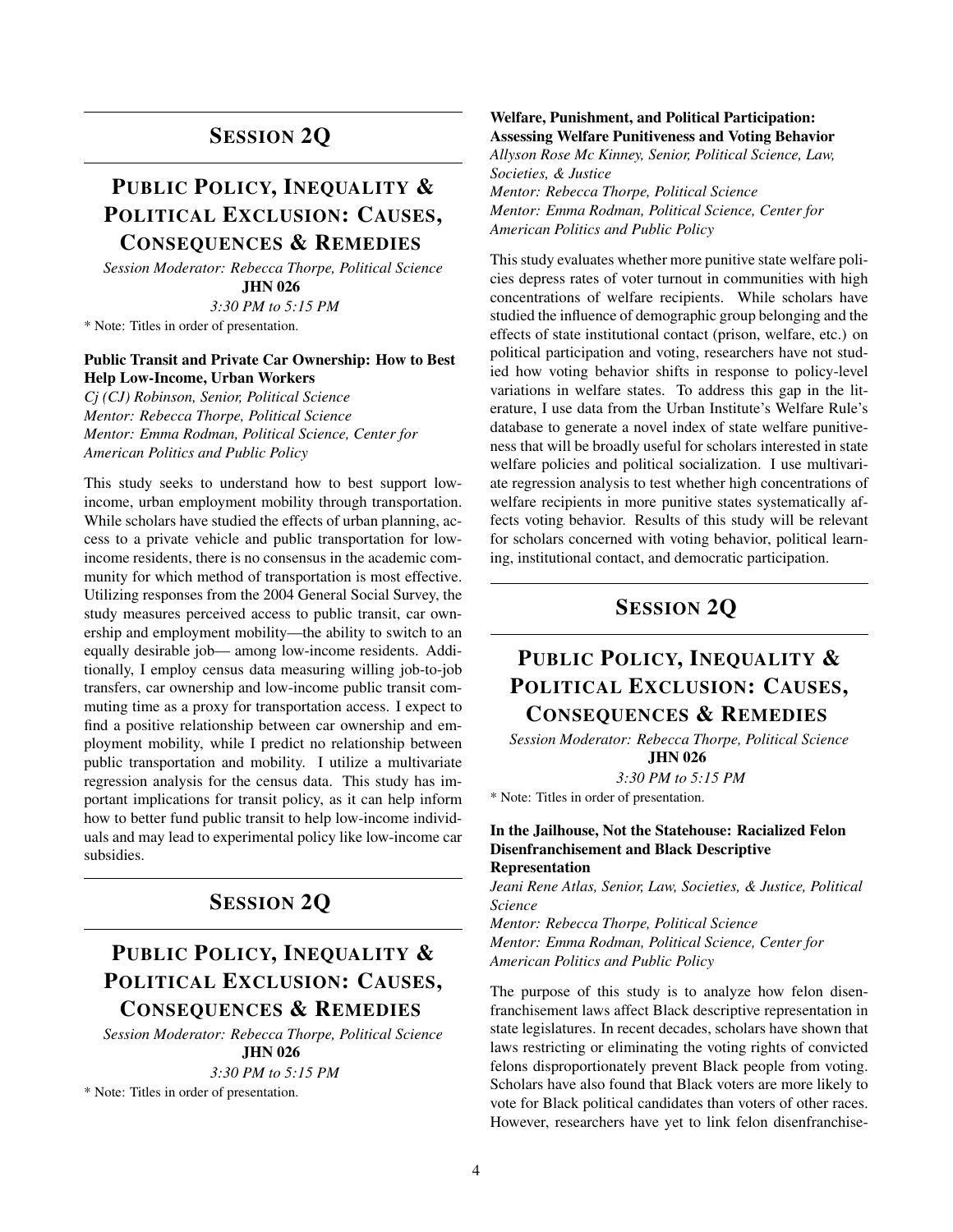## SESSION 2Q

## PUBLIC POLICY, INEQUALITY & POLITICAL EXCLUSION: CAUSES, CONSEQUENCES & REMEDIES

*Session Moderator: Rebecca Thorpe, Political Science*
**JHN 026**
*3:30 PM to 5:15 PM*

\* Note: Titles in order of presentation.

### Public Transit and Private Car Ownership: How to Best Help Low-Income, Urban Workers

*Cj (CJ) Robinson, Senior, Political Science*
*Mentor: Rebecca Thorpe, Political Science*
*Mentor: Emma Rodman, Political Science, Center for American Politics and Public Policy*

This study seeks to understand how to best support low-income, urban employment mobility through transportation. While scholars have studied the effects of urban planning, access to a private vehicle and public transportation for low-income residents, there is no consensus in the academic community for which method of transportation is most effective. Utilizing responses from the 2004 General Social Survey, the study measures perceived access to public transit, car ownership and employment mobility—the ability to switch to an equally desirable job— among low-income residents. Additionally, I employ census data measuring willing job-to-job transfers, car ownership and low-income public transit commuting time as a proxy for transportation access. I expect to find a positive relationship between car ownership and employment mobility, while I predict no relationship between public transportation and mobility. I utilize a multivariate regression analysis for the census data. This study has important implications for transit policy, as it can help inform how to better fund public transit to help low-income individuals and may lead to experimental policy like low-income car subsidies.

## SESSION 2Q

## PUBLIC POLICY, INEQUALITY & POLITICAL EXCLUSION: CAUSES, CONSEQUENCES & REMEDIES

*Session Moderator: Rebecca Thorpe, Political Science*
**JHN 026**
*3:30 PM to 5:15 PM*

\* Note: Titles in order of presentation.

### Welfare, Punishment, and Political Participation: Assessing Welfare Punitiveness and Voting Behavior

*Allyson Rose Mc Kinney, Senior, Political Science, Law, Societies, & Justice*
*Mentor: Rebecca Thorpe, Political Science*
*Mentor: Emma Rodman, Political Science, Center for American Politics and Public Policy*

This study evaluates whether more punitive state welfare policies depress rates of voter turnout in communities with high concentrations of welfare recipients. While scholars have studied the influence of demographic group belonging and the effects of state institutional contact (prison, welfare, etc.) on political participation and voting, researchers have not studied how voting behavior shifts in response to policy-level variations in welfare states. To address this gap in the literature, I use data from the Urban Institute's Welfare Rule's database to generate a novel index of state welfare punitiveness that will be broadly useful for scholars interested in state welfare policies and political socialization. I use multivariate regression analysis to test whether high concentrations of welfare recipients in more punitive states systematically affects voting behavior. Results of this study will be relevant for scholars concerned with voting behavior, political learning, institutional contact, and democratic participation.

## SESSION 2Q

## PUBLIC POLICY, INEQUALITY & POLITICAL EXCLUSION: CAUSES, CONSEQUENCES & REMEDIES

*Session Moderator: Rebecca Thorpe, Political Science*
**JHN 026**
*3:30 PM to 5:15 PM*

\* Note: Titles in order of presentation.

### In the Jailhouse, Not the Statehouse: Racialized Felon Disenfranchisement and Black Descriptive Representation

*Jeani Rene Atlas, Senior, Law, Societies, & Justice, Political Science*
*Mentor: Rebecca Thorpe, Political Science*
*Mentor: Emma Rodman, Political Science, Center for American Politics and Public Policy*

The purpose of this study is to analyze how felon disenfranchisement laws affect Black descriptive representation in state legislatures. In recent decades, scholars have shown that laws restricting or eliminating the voting rights of convicted felons disproportionately prevent Black people from voting. Scholars have also found that Black voters are more likely to vote for Black political candidates than voters of other races. However, researchers have yet to link felon disenfranchise-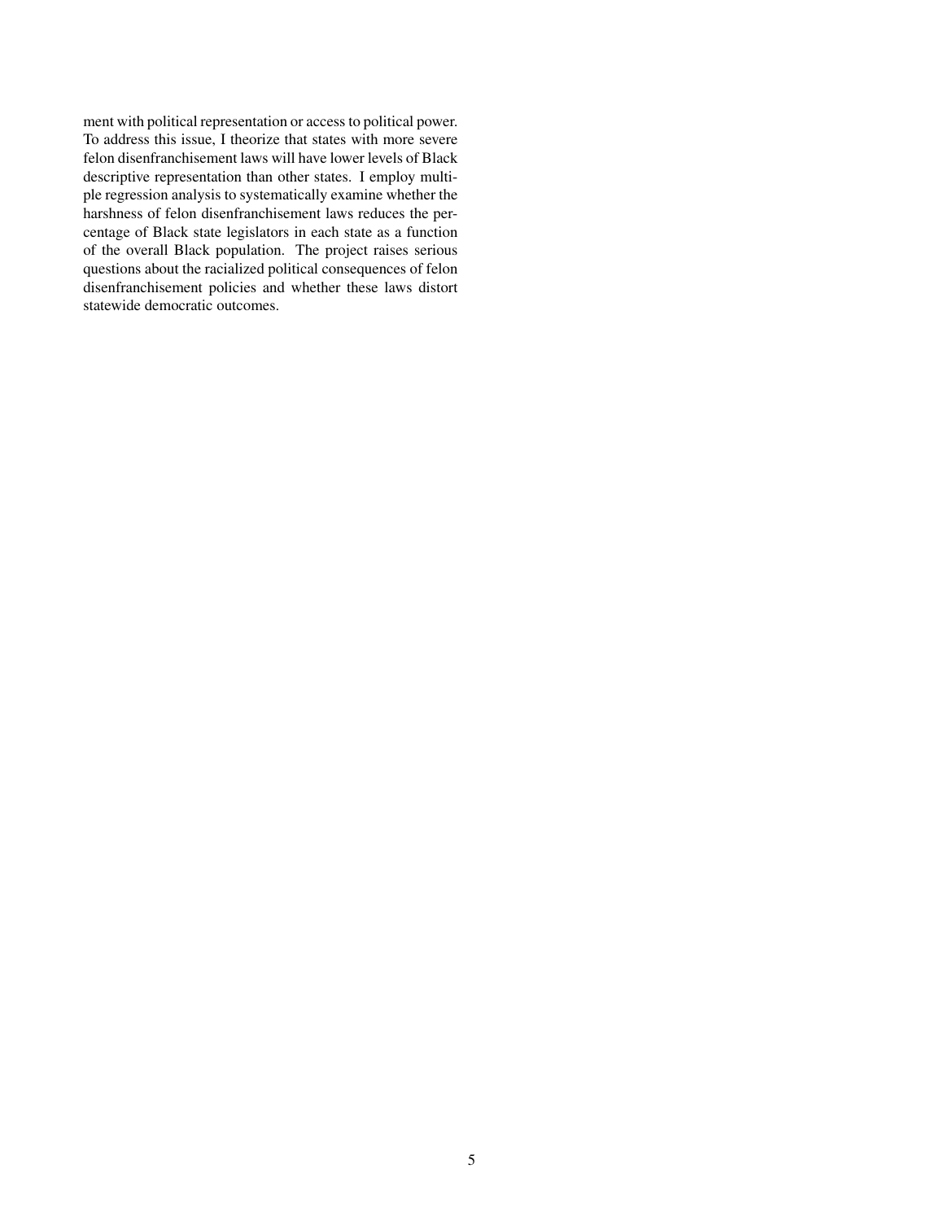ment with political representation or access to political power. To address this issue, I theorize that states with more severe felon disenfranchisement laws will have lower levels of Black descriptive representation than other states. I employ multiple regression analysis to systematically examine whether the harshness of felon disenfranchisement laws reduces the percentage of Black state legislators in each state as a function of the overall Black population. The project raises serious questions about the racialized political consequences of felon disenfranchisement policies and whether these laws distort statewide democratic outcomes.